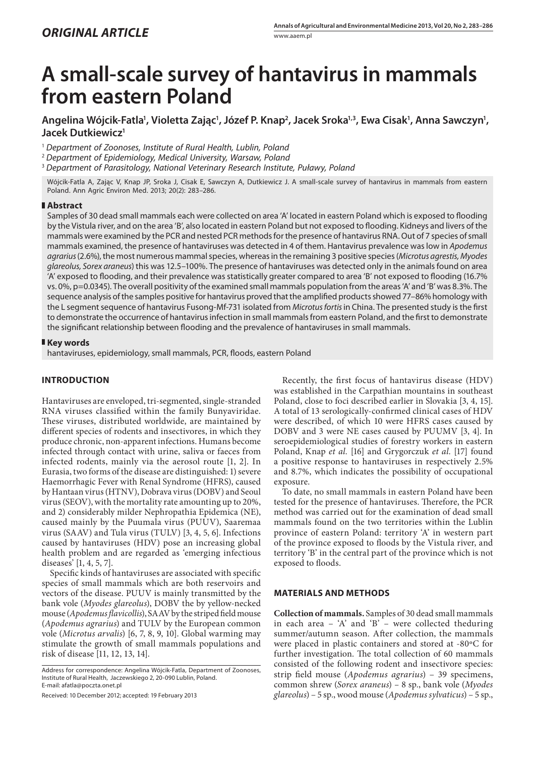*ORIGINAL ARTICLE*

# A small-scale survey of hantavirus in mammals from eastern Poland

**Angelina Wójcik-Fatla[1], Violetta Zając[1], Józef P. Knap[2], Jacek Sroka[1,3], Ewa Cisak[1], Anna Sawczyn[1], Jacek Dutkiewicz[1]**

[1] *Department of Zoonoses, Institute of Rural Health, Lublin, Poland*
[2] *Department of Epidemiology, Medical University, Warsaw, Poland*
[3] *Department of Parasitology, National Veterinary Research Institute, Puławy, Poland*

Wójcik-Fatla A, Zając V, Knap JP, Sroka J, Cisak E, Sawczyn A, Dutkiewicz J. A small-scale survey of hantavirus in mammals from eastern Poland. Ann Agric Environ Med. 2013; 20(2): 283–286.

## Abstract

Samples of 30 dead small mammals each were collected on area 'A' located in eastern Poland which is exposed to flooding by the Vistula river, and on the area 'B', also located in eastern Poland but not exposed to flooding. Kidneys and livers of the mammals were examined by the PCR and nested PCR methods for the presence of hantavirus RNA. Out of 7 species of small mammals examined, the presence of hantaviruses was detected in 4 of them. Hantavirus prevalence was low in *Apodemus agrarius* (2.6%), the most numerous mammal species, whereas in the remaining 3 positive species (*Microtus agrestis, Myodes glareolus, Sorex araneus*) this was 12.5–100%. The presence of hantaviruses was detected only in the animals found on area 'A' exposed to flooding, and their prevalence was statistically greater compared to area 'B' not exposed to flooding (16.7% vs. 0%, p=0.0345). The overall positivity of the examined small mammals population from the areas 'A' and 'B' was 8.3%. The sequence analysis of the samples positive for hantavirus proved that the amplified products showed 77–86% homology with the L segment sequence of hantavirus Fusong-Mf-731 isolated from *Microtus fortis* in China. The presented study is the first to demonstrate the occurrence of hantavirus infection in small mammals from eastern Poland, and the first to demonstrate the significant relationship between flooding and the prevalence of hantaviruses in small mammals.

## Key words

hantaviruses, epidemiology, small mammals, PCR, floods, eastern Poland

## INTRODUCTION

Hantaviruses are enveloped, tri-segmented, single-stranded RNA viruses classified within the family Bunyaviridae. These viruses, distributed worldwide, are maintained by different species of rodents and insectivores, in which they produce chronic, non-apparent infections. Humans become infected through contact with urine, saliva or faeces from infected rodents, mainly via the aerosol route [1, 2]. In Eurasia, two forms of the disease are distinguished: 1) severe Haemorrhagic Fever with Renal Syndrome (HFRS), caused by Hantaan virus (HTNV), Dobrava virus (DOBV) and Seoul virus (SEOV), with the mortality rate amounting up to 20%, and 2) considerably milder Nephropathia Epidemica (NE), caused mainly by the Puumala virus (PUUV), Saaremaa virus (SAAV) and Tula virus (TULV) [3, 4, 5, 6]. Infections caused by hantaviruses (HDV) pose an increasing global health problem and are regarded as 'emerging infectious diseases' [1, 4, 5, 7].

Specific kinds of hantaviruses are associated with specific species of small mammals which are both reservoirs and vectors of the disease. PUUV is mainly transmitted by the bank vole (*Myodes glareolus*), DOBV the by yellow-necked mouse (*Apodemus flavicollis*), SAAV by the striped field mouse (*Apodemus agrarius*) and TULV by the European common vole (*Microtus arvalis*) [6, 7, 8, 9, 10]. Global warming may stimulate the growth of small mammals populations and risk of disease [11, 12, 13, 14].

Recently, the first focus of hantavirus disease (HDV) was established in the Carpathian mountains in southeast Poland, close to foci described earlier in Slovakia [3, 4, 15]. A total of 13 serologically-confirmed clinical cases of HDV were described, of which 10 were HFRS cases caused by DOBV and 3 were NE cases caused by PUUMV [3, 4]. In seroepidemiological studies of forestry workers in eastern Poland, Knap *et al.* [16] and Grygorczuk *et al.* [17] found a positive response to hantaviruses in respectively 2.5% and 8.7%, which indicates the possibility of occupational exposure.

To date, no small mammals in eastern Poland have been tested for the presence of hantaviruses. Therefore, the PCR method was carried out for the examination of dead small mammals found on the two territories within the Lublin province of eastern Poland: territory 'A' in western part of the province exposed to floods by the Vistula river, and territory 'B' in the central part of the province which is not exposed to floods.

## MATERIALS AND METHODS

**Collection of mammals.** Samples of 30 dead small mammals in each area – 'A' and 'B' – were collected theduring summer/autumn season. After collection, the mammals were placed in plastic containers and stored at -80°C for further investigation. The total collection of 60 mammals consisted of the following rodent and insectivore species: strip field mouse (*Apodemus agrarius*) – 39 specimens, common shrew (*Sorex araneus*) – 8 sp., bank vole (*Myodes glareolus*) – 5 sp., wood mouse (*Apodemus sylvaticus*) – 5 sp.,

Address for correspondence: Angelina Wójcik-Fatla, Department of Zoonoses, Institute of Rural Health, Jaczewskiego 2, 20-090 Lublin, Poland.
E-mail: afatla@poczta.onet.pl

Received: 10 December 2012; accepted: 19 February 2013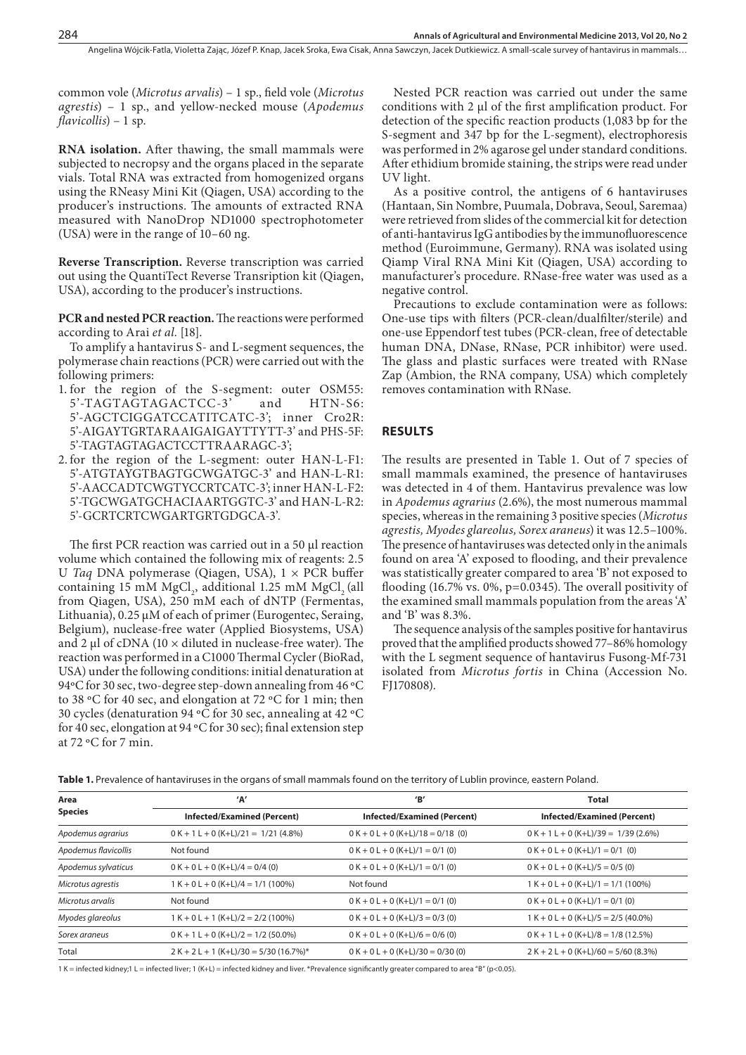common vole (*Microtus arvalis*) – 1 sp., field vole (*Microtus agrestis*) – 1 sp., and yellow-necked mouse (*Apodemus flavicollis*) – 1 sp.

**RNA isolation.** After thawing, the small mammals were subjected to necropsy and the organs placed in the separate vials. Total RNA was extracted from homogenized organs using the RNeasy Mini Kit (Qiagen, USA) according to the producer's instructions. The amounts of extracted RNA measured with NanoDrop ND1000 spectrophotometer (USA) were in the range of 10–60 ng.

**Reverse Transcription.** Reverse transcription was carried out using the QuantiTect Reverse Transription kit (Qiagen, USA), according to the producer's instructions.

**PCR and nested PCR reaction.** The reactions were performed according to Arai *et al.* [18].

To amplify a hantavirus S- and L-segment sequences, the polymerase chain reactions (PCR) were carried out with the following primers:

1. for the region of the S-segment: outer OSM55: 5'-TAGTAGTAGACTCC-3' and HTN-S6: 5'-AGCTCIGGATCCATITCATC-3'; inner Cro2R: 5'-AIGAYTGRTARAAIGAIGAYTTYTT-3' and PHS-5F: 5'-TAGTAGTAGACTCCTTRAARAGC-3';
2. for the region of the L-segment: outer HAN-L-F1: 5'-ATGTAYGTBAGTGCWGATGC-3' and HAN-L-R1: 5'-AACCADTCWGTYCCRTCATC-3'; inner HAN-L-F2: 5'-TGCWGATGCHACIAARTGGTC-3' and HAN-L-R2: 5'-GCRTCRTCWGARTGRTGDGCA-3'.

The first PCR reaction was carried out in a 50 µl reaction volume which contained the following mix of reagents: 2.5 U *Taq* DNA polymerase (Qiagen, USA), 1 × PCR buffer containing 15 mM $MgCl_2$, additional 1.25 mM $MgCl_2$ (all from Qiagen, USA), 250 mM each of dNTP (Fermentas, Lithuania), 0.25 µM of each of primer (Eurogentec, Seraing, Belgium), nuclease-free water (Applied Biosystems, USA) and 2 µl of cDNA (10 × diluted in nuclease-free water). The reaction was performed in a C1000 Thermal Cycler (BioRad, USA) under the following conditions: initial denaturation at 94°C for 30 sec, two-degree step-down annealing from 46 °C to 38 °C for 40 sec, and elongation at 72 °C for 1 min; then 30 cycles (denaturation 94 °C for 30 sec, annealing at 42 °C for 40 sec, elongation at 94 °C for 30 sec); final extension step at 72 °C for 7 min.

Nested PCR reaction was carried out under the same conditions with 2 µl of the first amplification product. For detection of the specific reaction products (1,083 bp for the S-segment and 347 bp for the L-segment), electrophoresis was performed in 2% agarose gel under standard conditions. After ethidium bromide staining, the strips were read under UV light.

As a positive control, the antigens of 6 hantaviruses (Hantaan, Sin Nombre, Puumala, Dobrava, Seoul, Saremaa) were retrieved from slides of the commercial kit for detection of anti-hantavirus IgG antibodies by the immunofluorescence method (Euroimmune, Germany). RNA was isolated using Qiamp Viral RNA Mini Kit (Qiagen, USA) according to manufacturer's procedure. RNase-free water was used as a negative control.

Precautions to exclude contamination were as follows: One-use tips with filters (PCR-clean/dualfilter/sterile) and one-use Eppendorf test tubes (PCR-clean, free of detectable human DNA, DNase, RNase, PCR inhibitor) were used. The glass and plastic surfaces were treated with RNase Zap (Ambion, the RNA company, USA) which completely removes contamination with RNase.

## RESULTS

The results are presented in Table 1. Out of 7 species of small mammals examined, the presence of hantaviruses was detected in 4 of them. Hantavirus prevalence was low in *Apodemus agrarius* (2.6%), the most numerous mammal species, whereas in the remaining 3 positive species (*Microtus agrestis, Myodes glareolus, Sorex araneus*) it was 12.5–100%. The presence of hantaviruses was detected only in the animals found on area 'A' exposed to flooding, and their prevalence was statistically greater compared to area 'B' not exposed to flooding (16.7% vs. 0%, p=0.0345). The overall positivity of the examined small mammals population from the areas 'A' and 'B' was 8.3%.

The sequence analysis of the samples positive for hantavirus proved that the amplified products showed 77–86% homology with the L segment sequence of hantavirus Fusong-Mf-731 isolated from *Microtus fortis* in China (Accession No. FJ170808).

**Table 1.** Prevalence of hantaviruses in the organs of small mammals found on the territory of Lublin province, eastern Poland.

| Area<br>Species | 'A'<br>Infected/Examined (Percent) | 'B'<br>Infected/Examined (Percent) | Total<br>Infected/Examined (Percent) |
|---|---|---|---|
| *Apodemus agrarius* | 0 K + 1 L + 0 (K+L)/21 = 1/21 (4.8%) | 0 K + 0 L + 0 (K+L)/18 = 0/18 (0) | 0 K + 1 L + 0 (K+L)/39 = 1/39 (2.6%) |
| *Apodemus flavicollis* | Not found | 0 K + 0 L + 0 (K+L)/1 = 0/1 (0) | 0 K + 0 L + 0 (K+L)/1 = 0/1 (0) |
| *Apodemus sylvaticus* | 0 K + 0 L + 0 (K+L)/4 = 0/4 (0) | 0 K + 0 L + 0 (K+L)/1 = 0/1 (0) | 0 K + 0 L + 0 (K+L)/5 = 0/5 (0) |
| *Microtus agrestis* | 1 K + 0 L + 0 (K+L)/4 = 1/1 (100%) | Not found | 1 K + 0 L + 0 (K+L)/1 = 1/1 (100%) |
| *Microtus arvalis* | Not found | 0 K + 0 L + 0 (K+L)/1 = 0/1 (0) | 0 K + 0 L + 0 (K+L)/1 = 0/1 (0) |
| *Myodes glareolus* | 1 K + 0 L + 1 (K+L)/2 = 2/2 (100%) | 0 K + 0 L + 0 (K+L)/3 = 0/3 (0) | 1 K + 0 L + 0 (K+L)/5 = 2/5 (40.0%) |
| *Sorex araneus* | 0 K + 1 L + 0 (K+L)/2 = 1/2 (50.0%) | 0 K + 0 L + 0 (K+L)/6 = 0/6 (0) | 0 K + 1 L + 0 (K+L)/8 = 1/8 (12.5%) |
| Total | 2 K + 2 L + 1 (K+L)/30 = 5/30 (16.7%)* | 0 K + 0 L + 0 (K+L)/30 = 0/30 (0) | 2 K + 2 L + 0 (K+L)/60 = 5/60 (8.3%) |

1 K = infected kidney;1 L = infected liver; 1 (K+L) = infected kidney and liver. *Prevalence significantly greater compared to area "B" (p<0.05).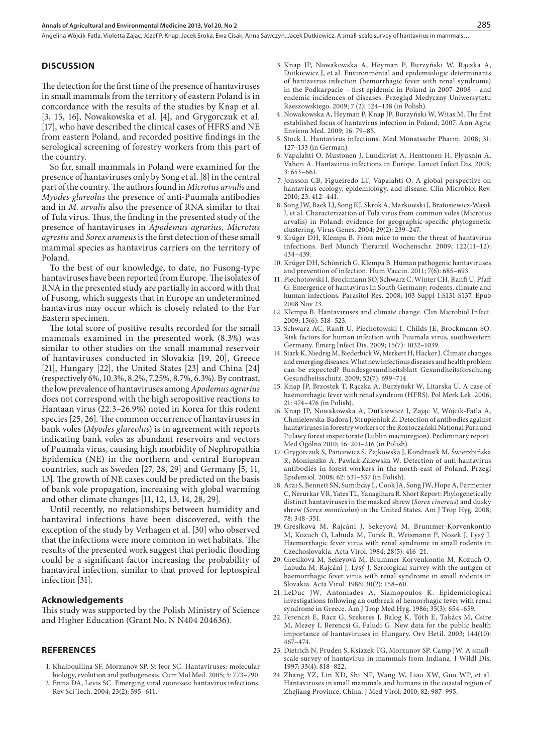## DISCUSSION

The detection for the first time of the presence of hantaviruses in small mammals from the territory of eastern Poland is in concordance with the results of the studies by Knap et al. [3, 15, 16], Nowakowska et al. [4], and Grygorczuk et al. [17], who have described the clinical cases of HFRS and NE from eastern Poland, and recorded positive findings in the serological screening of forestry workers from this part of the country.

So far, small mammals in Poland were examined for the presence of hantaviruses only by Song et al. [8] in the central part of the country. The authors found in *Microtus arvalis* and *Myodes glareolus* the presence of anti-Puumala antibodies and in *M. arvalis* also the presence of RNA similar to that of Tula virus. Thus, the finding in the presented study of the presence of hantaviruses in *Apodemus agrarius, Microtus agrestis* and *Sorex araneus* is the first detection of these small mammal species as hantavirus carriers on the territory of Poland.

To the best of our knowledge, to date, no Fusong-type hantaviruses have been reported from Europe. The isolates of RNA in the presented study are partially in accord with that of Fusong, which suggests that in Europe an undetermined hantavirus may occur which is closely related to the Far Eastern specimen.

The total score of positive results recorded for the small mammals examined in the presented work (8.3%) was similar to other studies on the small mammal reservoir of hantaviruses conducted in Slovakia [19, 20], Greece [21], Hungary [22], the United States [23] and China [24] (respectively 6%, 10.3%, 8.2%, 7.25%, 8.7%, 6.3%). By contrast, the low prevalence of hantaviruses among *Apodemus agrarius* does not correspond with the high seropositive reactions to Hantaan virus (22.3–26.9%) noted in Korea for this rodent species [25, 26]. The common occurrence of hantaviruses in bank voles (*Myodes glareolus*) is in agreement with reports indicating bank voles as abundant reservoirs and vectors of Puumala virus, causing high morbidity of Nephropathia Epidemica (NE) in the northern and central European countries, such as Sweden [27, 28, 29] and Germany [5, 11, 13]. The growth of NE cases could be predicted on the basis of bank vole propagation, increasing with global warming and other climate changes [11, 12, 13, 14, 28, 29].

Until recently, no relationships between humidity and hantaviral infections have been discovered, with the exception of the study by Verhagen et al. [30] who observed that the infections were more common in wet habitats. The results of the presented work suggest that periodic flooding could be a significant factor increasing the probability of hantaviral infection, similar to that proved for leptospiral infection [31].

### Acknowledgements

This study was supported by the Polish Ministry of Science and Higher Education (Grant No. N N404 204636).

## REFERENCES

1. Khaiboullina SF, Morzunov SP, St Jeor SC. Hantaviruses: molecular biology, evolution and pathogenesis. Curr Mol Med. 2005; 5: 773–790.
2. Enria DA, Levis SC. Emerging viral zoonoses: hantavirus infections. Rev Sci Tech. 2004; 23(2): 595–611.
3. Knap JP, Nowakowska A, Heyman P, Burzyński W, Rączka A, Dutkiewicz J, et al. Environmental and epidemiologic determinants of hantavirus infection (hemorrhagic fever with renal syndrome) in the Podkarpacie – first epidemic in Poland in 2007–2008 – and endemic incidences of diseases. Przegląd Medyczny Uniwersytetu Rzeszowskiego. 2009; 7 (2): 124–138 (in Polish).
4. Nowakowska A, Heyman P, Knap JP, Burzyński W, Witas M. The first established focus of hantavirus infection in Poland, 2007. Ann Agric Environ Med. 2009; 16: 79–85.
5. Stock I. Hantavirus infections. Med Monatsschr Pharm. 2008; 31: 127–133 (in German).
6. Vapalahti O, Mustonen J, Lundkvist A, Henttonen H, Plyusnin A, Vaheri A. Hantavirus infections in Europe. Lancet Infect Dis. 2003; 3: 653–661.
7. Jonsson CB, Figueiredo LT, Vapalahti O. A global perspective on hantavirus ecology, epidemiology, and disease. Clin Microbiol Rev. 2010; 23: 412–441.
8. Song JW, Baek LJ, Song KJ, Skrok A, Markowski J, Bratosiewicz-Wasik J, et al. Characterization of Tula virus from common voles (Microtus arvalis) in Poland: evidence for geographic-specific phylogenetic clustering. Virus Genes. 2004; 29(2): 239–247.
9. Krüger DH, Klempa B. From mice to men: the threat of hantavirus infections. Berl Munch Tierarztl Wochenschr. 2009; 122(11–12): 434–439.
10. Krüger DH, Schönrich G, Klempa B. Human pathogenic hantaviruses and prevention of infection. Hum Vaccin. 2011; 7(6): 685–693.
11. Piechotowski I, Brockmann SO, Schwarz C, Winter CH, Ranft U, Pfaff G. Emergence of hantavirus in South Germany: rodents, climate and human infections. Parasitol Res. 2008; 103 Suppl 1:S131-S137. Epub 2008 Nov 23.
12. Klempa B. Hantaviruses and climate change. Clin Microbiol Infect. 2009; 15(6): 518–523.
13. Schwarz AC, Ranft U, Piechotowski I, Childs JE, Brockmann SO. Risk factors for human infection with Puumala virus, southwestern Germany. Emerg Infect Dis. 2009; 15(7): 1032–1039.
14. Stark K, Niedrig M, Biederbick W, Merkert H, Hacker J. Climate changes and emerging diseases. What new infectious diseases and health problem can be expected? Bundesgesundheitsblatt Gesundheitsforschung Gesundheitsschutz. 2009; 52(7): 699–714.
15. Knap JP, Brzostek T, Rączka A, Burzyński W, Litarska U. A case of haemorrhagic fever with renal syndrom (HFRS). Pol Merk Lek. 2006; 21: 474–476 (in Polish).
16. Knap JP, Nowakowska A, Dutkiewicz J, Zając V, Wójcik-Fatla A, Chmielewska-Badora J, Strupieniuk Z. Detection of antibodies against hantaviruses in forestry workers of the Roztoczański National Park and Puławy forest inspectorate (Lublin macroregion). Preliminary report. Med Ogólna 2010; 16: 201–216 (in Polish).
17. Grygorczuk S, Pancewicz S, Zajkowska J, Kondrusik M, Świerzbińska R, Moniuszko A, Pawlak-Zalewska W. Detection of anti-hantavirus antibodies in forest workers in the north-east of Poland. Przegl Epidemiol. 2008; 62: 531–537 (in Polish).
18. Arai S, Bennett SN, Sumibcay L, Cook JA, Song JW, Hope A, Parmenter C, Nerurkar VR, Yates TL, Yanagihara R. Short Report: Phylogenetically distinct hantaviruses in the masked shrew (*Sorex cinereus*) and dusky shrew (*Sorex monticolus*) in the United States. Am J Trop Hyg. 2008; 78: 348–351.
19. Gresíková M, Rajcáni J, Sekeyová M, Brummer-Korvenkontio M, Kozuch O, Labuda M, Turek R, Weismann P, Nosek J, Lysý J. Haemorrhagic fever virus with renal syndrome in small rodents in Czechoslovakia. Acta Virol. 1984; 28(5): 416–21.
20. Gresíková M, Sekeyová M, Brummer-Korvenkontio M, Kozuch O, Labuda M, Rajcáni J, Lysý J. Serological survey with the antigen of haemorrhagic fever virus with renal syndrome in small rodents in Slovakia. Acta Virol. 1986; 30(2): 158–60.
21. LeDuc JW, Antoniades A, Siamopoulos K. Epidemiological investigations following an outbreak of hemorrhagic fever with renal syndrome in Greece. Am J Trop Med Hyg. 1986; 35(3): 654–659.
22. Ferenczi E, Rácz G, Szekeres J, Balog K, Tóth E, Takács M, Csire M, Mezey I, Berencsi G, Faludi G. New data for the public health importance of hantaviruses in Hungary. Orv Hetil. 2003; 144(10): 467–474.
23. Dietrich N, Pruden S, Ksiazek TG, Morzunov SP, Camp JW. A small-scale survey of hantavirus in mammals from Indiana. J Wildl Dis. 1997; 33(4): 818–822.
24. Zhang YZ, Lin XD, Shi NF, Wang W, Liao XW, Guo WP, et al. Hantaviruses in small mammals and humans in the coastal region of Zhejiang Province, China. J Med Virol. 2010; 82: 987–995.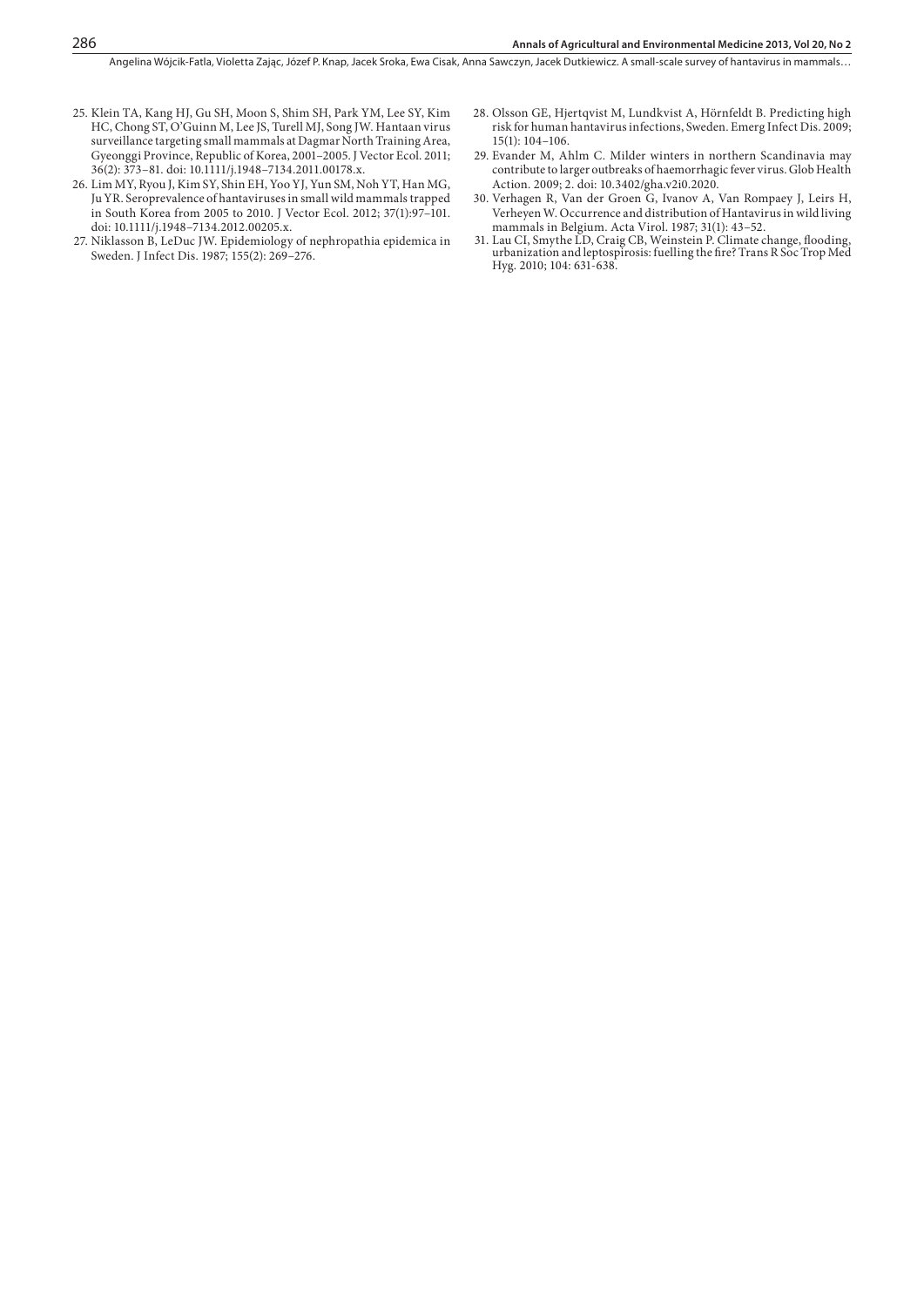25. Klein TA, Kang HJ, Gu SH, Moon S, Shim SH, Park YM, Lee SY, Kim HC, Chong ST, O'Guinn M, Lee JS, Turell MJ, Song JW. Hantaan virus surveillance targeting small mammals at Dagmar North Training Area, Gyeonggi Province, Republic of Korea, 2001–2005. J Vector Ecol. 2011; 36(2): 373–81. doi: 10.1111/j.1948–7134.2011.00178.x.
26. Lim MY, Ryou J, Kim SY, Shin EH, Yoo YJ, Yun SM, Noh YT, Han MG, Ju YR. Seroprevalence of hantaviruses in small wild mammals trapped in South Korea from 2005 to 2010. J Vector Ecol. 2012; 37(1):97–101. doi: 10.1111/j.1948–7134.2012.00205.x.
27. Niklasson B, LeDuc JW. Epidemiology of nephropathia epidemica in Sweden. J Infect Dis. 1987; 155(2): 269–276.
28. Olsson GE, Hjertqvist M, Lundkvist A, Hörnfeldt B. Predicting high risk for human hantavirus infections, Sweden. Emerg Infect Dis. 2009; 15(1): 104–106.
29. Evander M, Ahlm C. Milder winters in northern Scandinavia may contribute to larger outbreaks of haemorrhagic fever virus. Glob Health Action. 2009; 2. doi: 10.3402/gha.v2i0.2020.
30. Verhagen R, Van der Groen G, Ivanov A, Van Rompaey J, Leirs H, Verheyen W. Occurrence and distribution of Hantavirus in wild living mammals in Belgium. Acta Virol. 1987; 31(1): 43–52.
31. Lau CI, Smythe LD, Craig CB, Weinstein P. Climate change, flooding, urbanization and leptospirosis: fuelling the fire? Trans R Soc Trop Med Hyg. 2010; 104: 631-638.